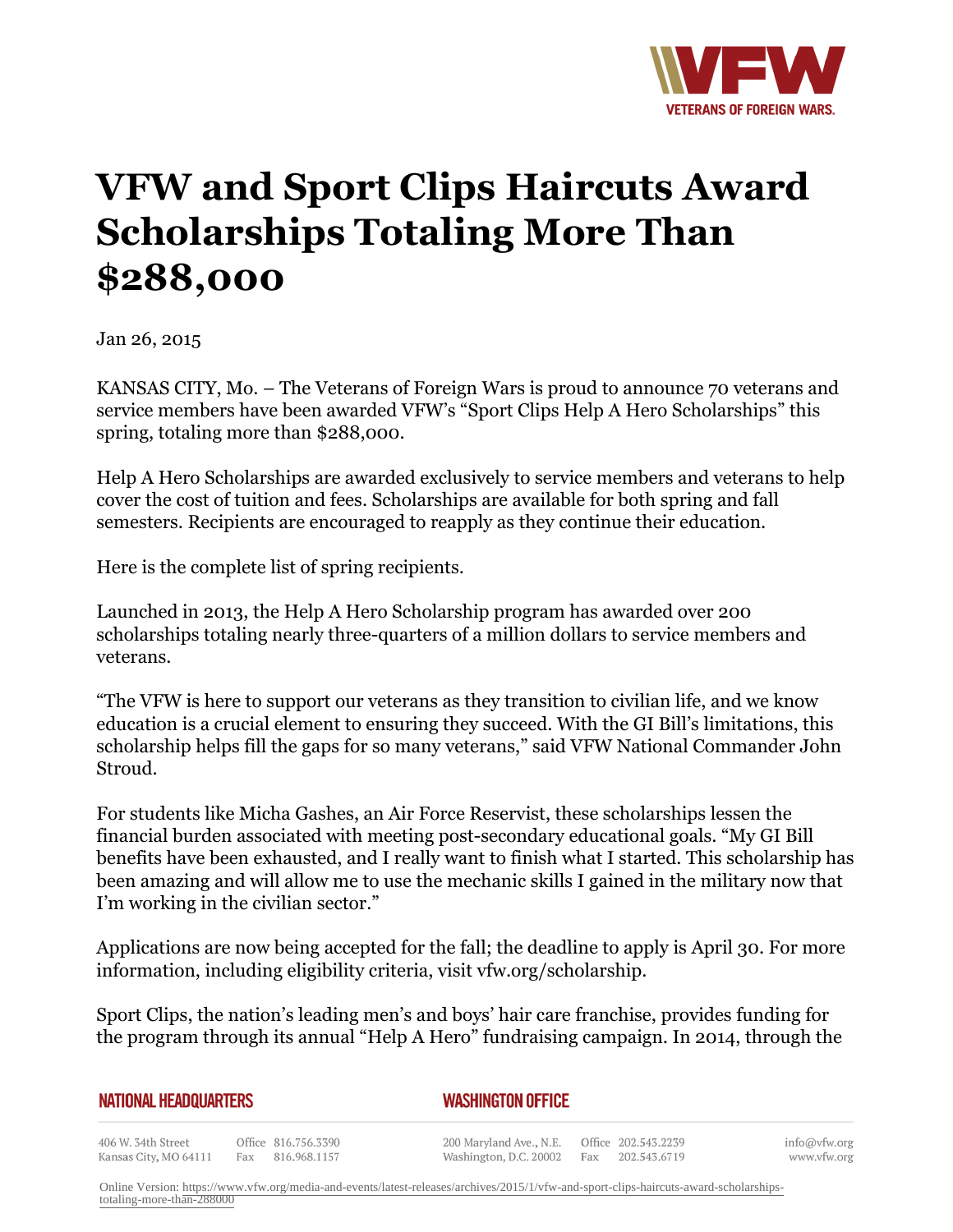# VFW and Sport Clips Haircuts Award Scholarships Totaling More Than $288,000

Jan 26, 2015

KANSAS CITY, Mo. – The Veterans of Foreign Wars is proud to announce 70 veterans and service members have been awarded VFW's "Sport Clips Help A Hero Scholarships" this spring, totaling more than $288,000.

Help A Hero Scholarships are awarded exclusively to service members and veterans to help cover the cost of tuition and fees. Scholarships are available for both spring and fall semesters. Recipients are encouraged to reapply as they continue their education.

Here is the complete list of spring recipients.

Launched in 2013, the Help A Hero Scholarship program has awarded over 200 scholarships totaling nearly three-quarters of a million dollars to service members and veterans.

"The VFW is here to support our veterans as they transition to civilian life, and we know education is a crucial element to ensuring they succeed. With the GI Bill's limitations, this scholarship helps fill the gaps for so many veterans," said VFW National Commander John Stroud.

For students like Micha Gashes, an Air Force Reservist, these scholarships lessen the financial burden associated with meeting post-secondary educational goals. "My GI Bill benefits have been exhausted, and I really want to finish what I started. This scholarship has been amazing and will allow me to use the mechanic skills I gained in the military now that I'm working in the civilian sector."

Applications are now being accepted for the fall; the deadline to apply is April 30. For more information, including eligibility criteria, visit vfw.org/scholarship.

Sport Clips, the nation's leading men's and boys' hair care franchise, provides funding for the program through its annual "Help A Hero" fundraising campaign. In 2014, through the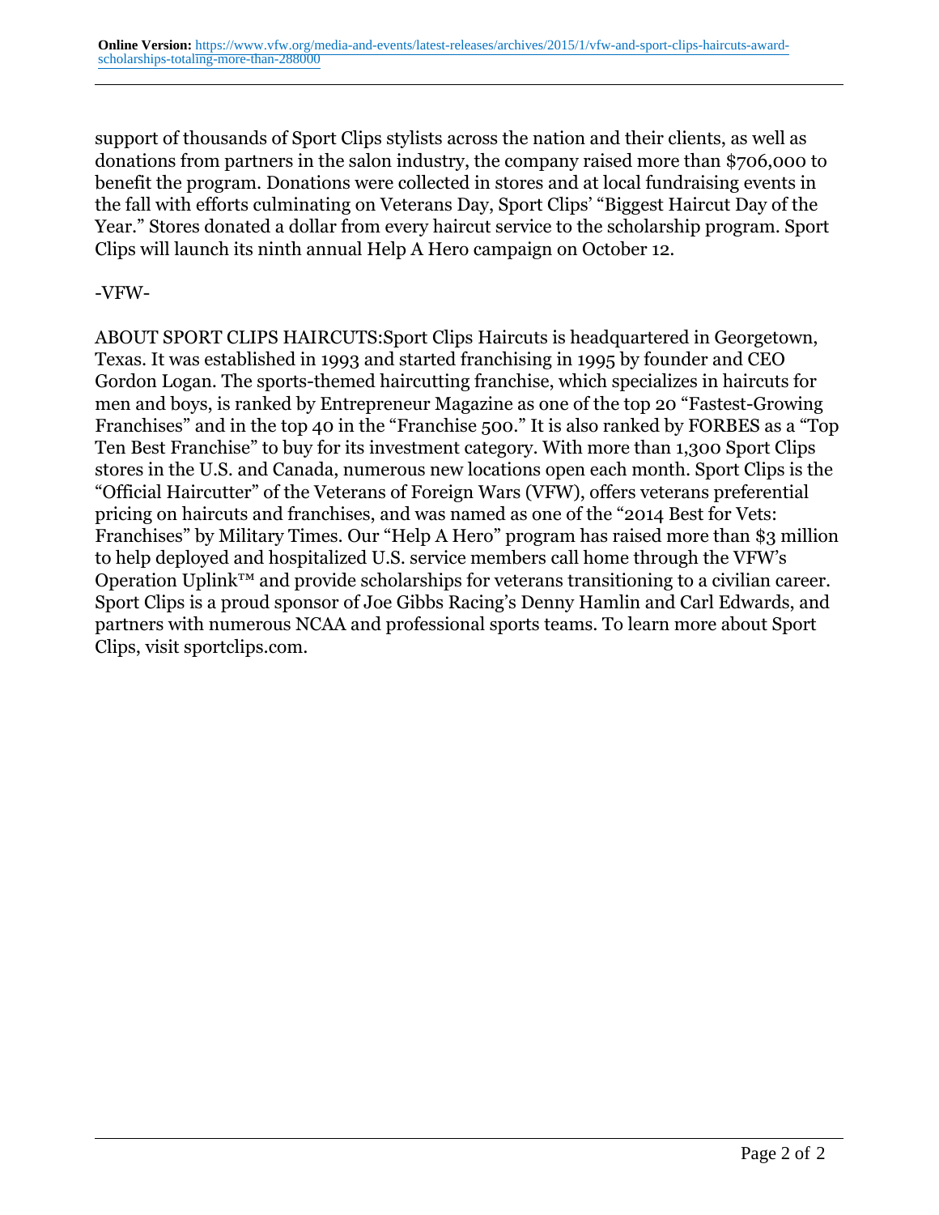support of thousands of Sport Clips stylists across the nation and their clients, as well as donations from partners in the salon industry, the company raised more than $706,000 to benefit the program. Donations were collected in stores and at local fundraising events in the fall with efforts culminating on Veterans Day, Sport Clips' "Biggest Haircut Day of the Year." Stores donated a dollar from every haircut service to the scholarship program. Sport Clips will launch its ninth annual Help A Hero campaign on October 12.

-VFW-

ABOUT SPORT CLIPS HAIRCUTS:Sport Clips Haircuts is headquartered in Georgetown, Texas. It was established in 1993 and started franchising in 1995 by founder and CEO Gordon Logan. The sports-themed haircutting franchise, which specializes in haircuts for men and boys, is ranked by Entrepreneur Magazine as one of the top 20 "Fastest-Growing Franchises" and in the top 40 in the "Franchise 500." It is also ranked by FORBES as a "Top Ten Best Franchise" to buy for its investment category. With more than 1,300 Sport Clips stores in the U.S. and Canada, numerous new locations open each month. Sport Clips is the "Official Haircutter" of the Veterans of Foreign Wars (VFW), offers veterans preferential pricing on haircuts and franchises, and was named as one of the "2014 Best for Vets: Franchises" by Military Times. Our "Help A Hero" program has raised more than $3 million to help deployed and hospitalized U.S. service members call home through the VFW's Operation Uplink™ and provide scholarships for veterans transitioning to a civilian career. Sport Clips is a proud sponsor of Joe Gibbs Racing's Denny Hamlin and Carl Edwards, and partners with numerous NCAA and professional sports teams. To learn more about Sport Clips, visit sportclips.com.